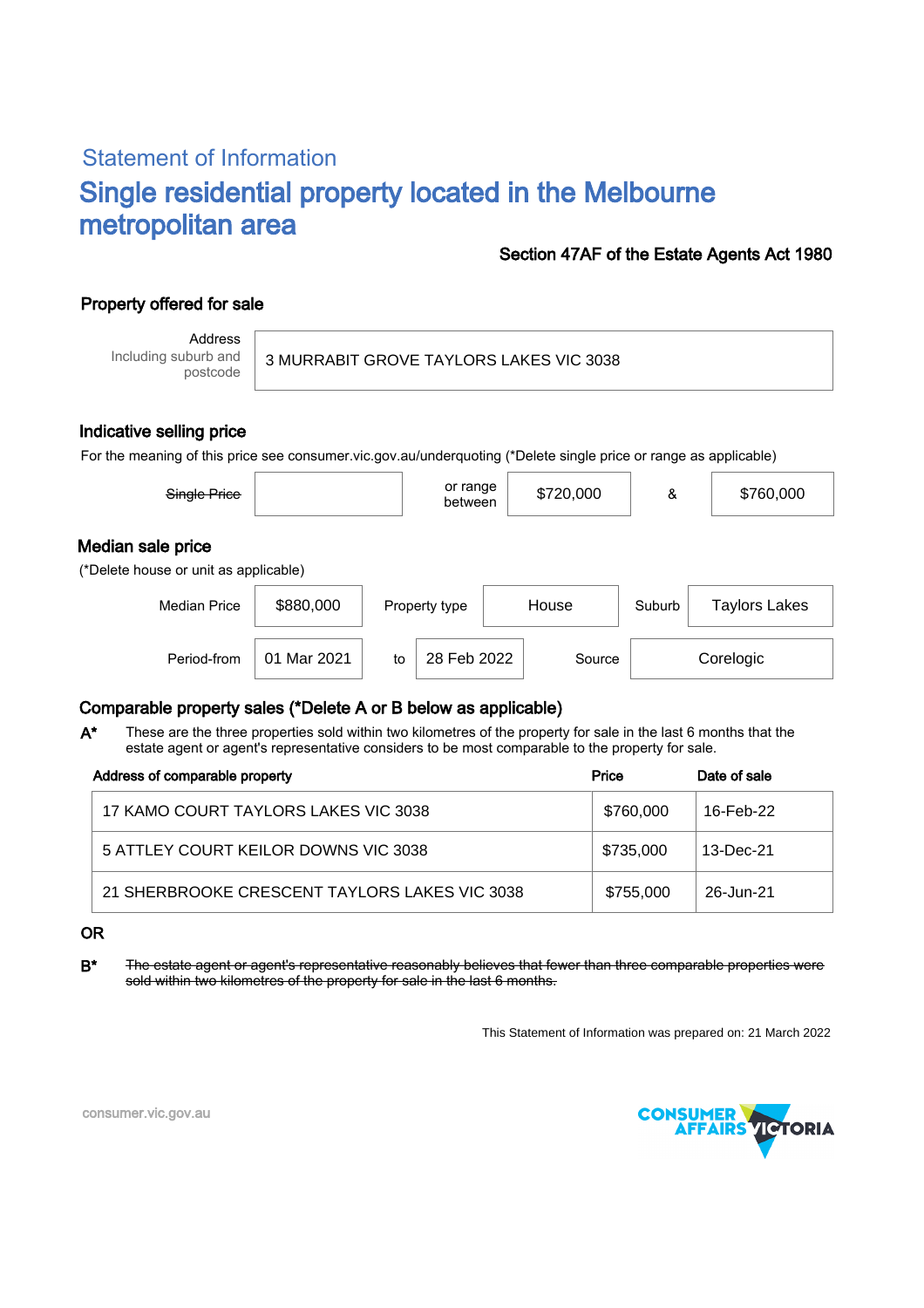## Statement of Information

# Single residential property located in the Melbourne metropolitan area

**Section 47AF of the Estate Agents Act 1980**

### Property offered for sale

| Address Including suburb and postcode | 3 MURRABIT GROVE TAYLORS LAKES VIC 3038 |
|---|---|

### Indicative selling price

For the meaning of this price see consumer.vic.gov.au/underquoting (*Delete single price or range as applicable)

| ~~Single Price~~ | | or range between | $720,000 | & | $760,000 |
|---|---|---|---|---|---|

### Median sale price

(*Delete house or unit as applicable)

| Median Price | $880,000 | Property type | House | Suburb | Taylors Lakes |
|---|---|---|---|---|---|
| Period-from | 01 Mar 2021 | to | 28 Feb 2022 | Source | Corelogic |

### Comparable property sales (*Delete A or B below as applicable)

**A*** These are the three properties sold within two kilometres of the property for sale in the last 6 months that the estate agent or agent's representative considers to be most comparable to the property for sale.

| Address of comparable property | Price | Date of sale |
|---|---|---|
| 17 KAMO COURT TAYLORS LAKES VIC 3038 | $760,000 | 16-Feb-22 |
| 5 ATTLEY COURT KEILOR DOWNS VIC 3038 | $735,000 | 13-Dec-21 |
| 21 SHERBROOKE CRESCENT TAYLORS LAKES VIC 3038 | $755,000 | 26-Jun-21 |

**OR**

**B*** ~~The estate agent or agent's representative reasonably believes that fewer than three comparable properties were sold within two kilometres of the property for sale in the last 6 months.~~

This Statement of Information was prepared on: 21 March 2022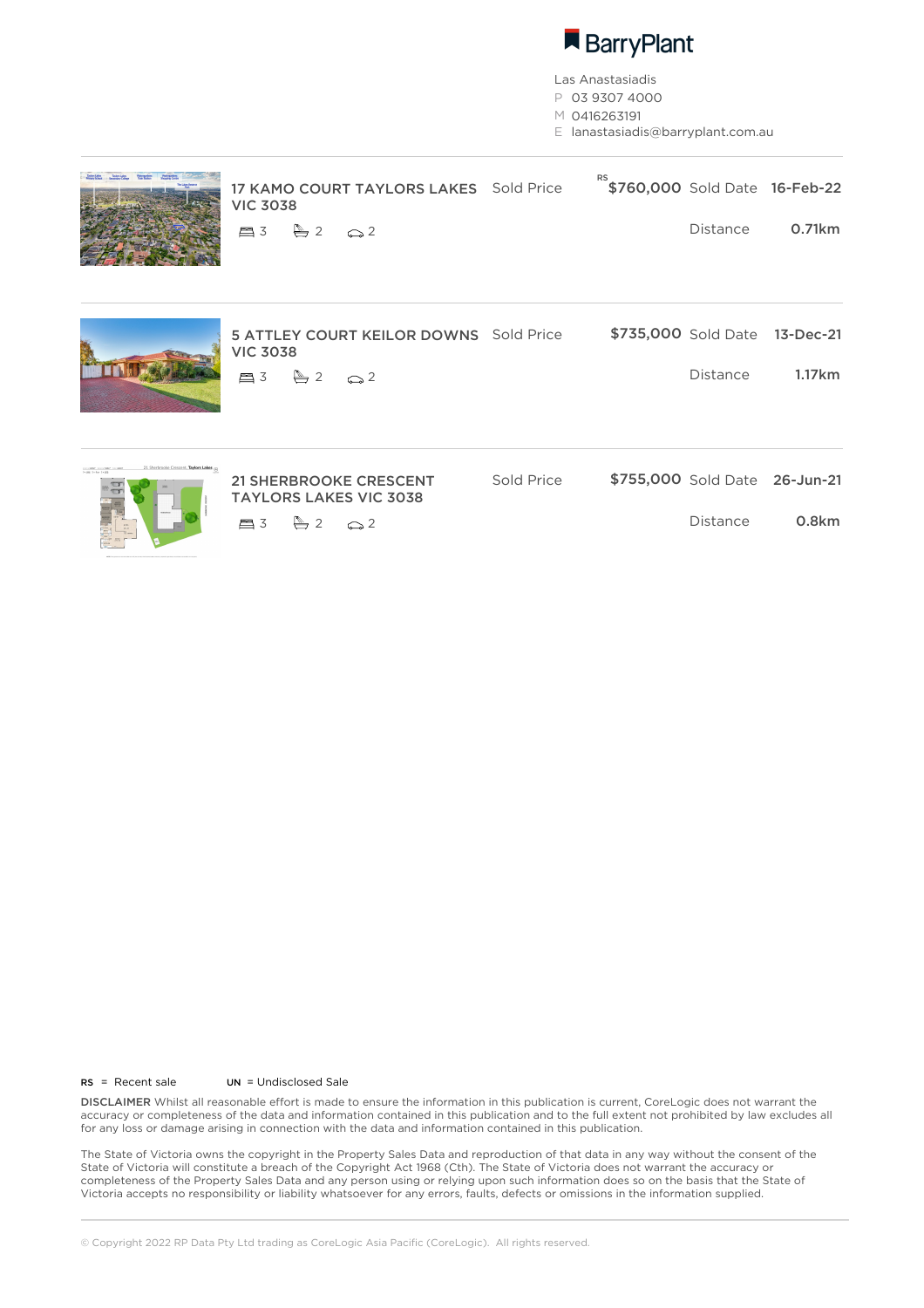**BarryPlant**

Las Anastasiadis
P 03 9307 4000
M 0416263191
E lanastasiadis@barryplant.com.au

| | | | | | |
|---|---|---|---|---|---|
| **17 KAMO COURT TAYLORS LAKES VIC 3038** | Sold Price | RS **$760,000** | Sold Date | **16-Feb-22** |
| 3 bed, 2 bath, 2 car | | | Distance | **0.71km** |
| **5 ATTLEY COURT KEILOR DOWNS VIC 3038** | Sold Price | **$735,000** | Sold Date | **13-Dec-21** |
| 3 bed, 2 bath, 2 car | | | Distance | **1.17km** |
| **21 SHERBROOKE CRESCENT TAYLORS LAKES VIC 3038** | Sold Price | **$755,000** | Sold Date | **26-Jun-21** |
| 3 bed, 2 bath, 2 car | | | Distance | **0.8km** |

**RS** = Recent sale **UN** = Undisclosed Sale

**DISCLAIMER** Whilst all reasonable effort is made to ensure the information in this publication is current, CoreLogic does not warrant the accuracy or completeness of the data and information contained in this publication and to the full extent not prohibited by law excludes all for any loss or damage arising in connection with the data and information contained in this publication.

The State of Victoria owns the copyright in the Property Sales Data and reproduction of that data in any way without the consent of the State of Victoria will constitute a breach of the Copyright Act 1968 (Cth). The State of Victoria does not warrant the accuracy or completeness of the Property Sales Data and any person using or relying upon such information does so on the basis that the State of Victoria accepts no responsibility or liability whatsoever for any errors, faults, defects or omissions in the information supplied.

© Copyright 2022 RP Data Pty Ltd trading as CoreLogic Asia Pacific (CoreLogic). All rights reserved.